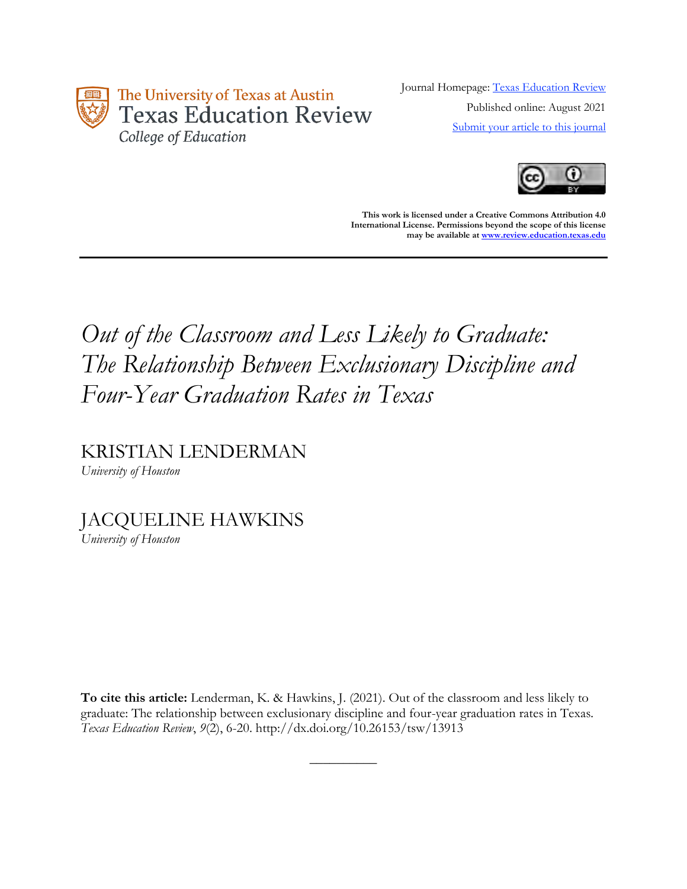The University of Texas at Austin
Texas Education Review
College of Education

Journal Homepage: [Texas Education Review](#)

Published online: August 2021

[Submit your article to this journal](#)

**This work is licensed under a Creative Commons Attribution 4.0 International License. Permissions beyond the scope of this license may be available at [www.review.education.texas.edu](http://www.review.education.texas.edu)**

---

# *Out of the Classroom and Less Likely to Graduate: The Relationship Between Exclusionary Discipline and Four-Year Graduation Rates in Texas*

KRISTIAN LENDERMAN
*University of Houston*

JACQUELINE HAWKINS
*University of Houston*

**To cite this article:** Lenderman, K. & Hawkins, J. (2021). Out of the classroom and less likely to graduate: The relationship between exclusionary discipline and four-year graduation rates in Texas. *Texas Education Review*, *9*(2), 6-20. http://dx.doi.org/10.26153/tsw/13913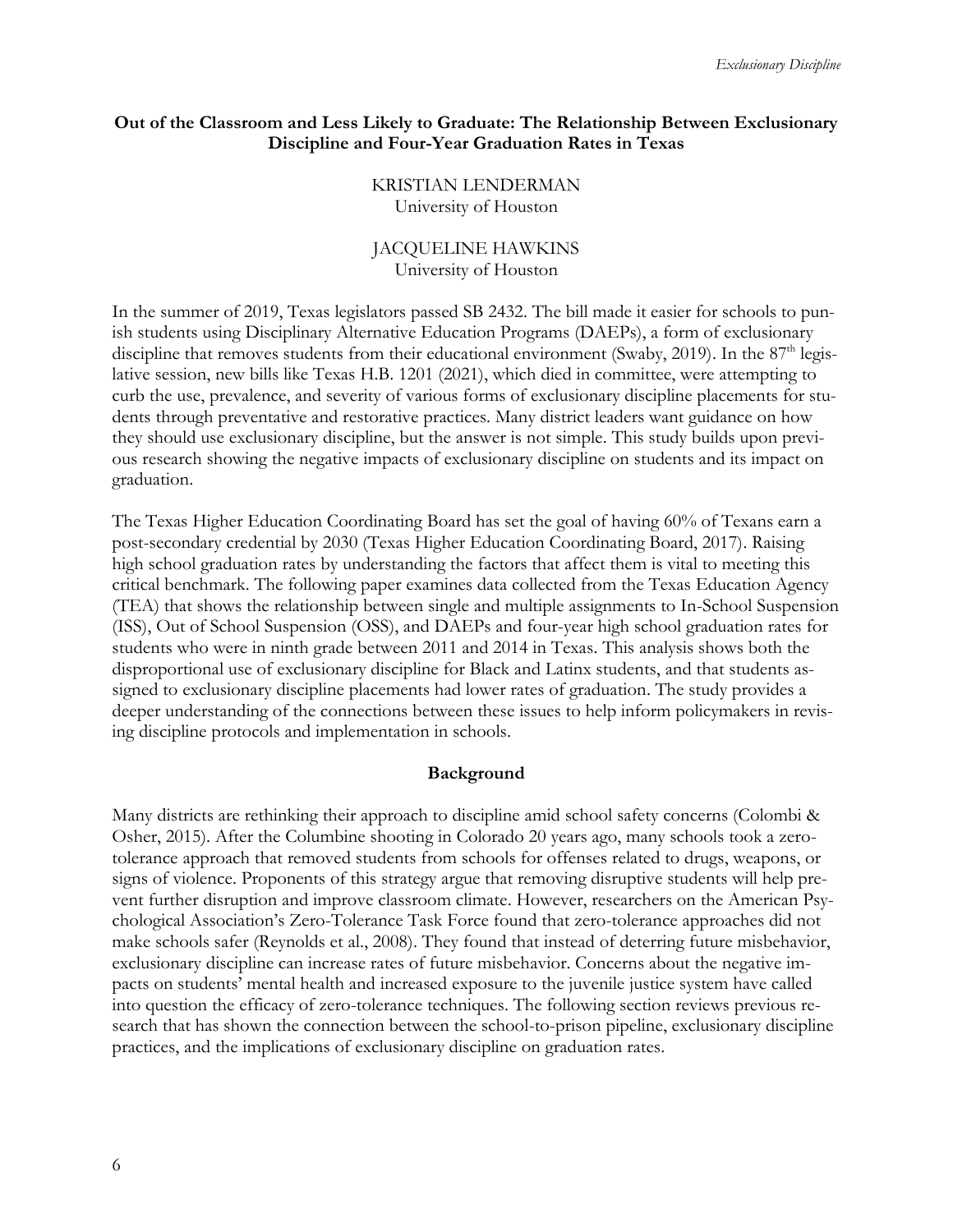# Out of the Classroom and Less Likely to Graduate: The Relationship Between Exclusionary Discipline and Four-Year Graduation Rates in Texas

KRISTIAN LENDERMAN
University of Houston

JACQUELINE HAWKINS
University of Houston

In the summer of 2019, Texas legislators passed SB 2432. The bill made it easier for schools to punish students using Disciplinary Alternative Education Programs (DAEPs), a form of exclusionary discipline that removes students from their educational environment (Swaby, 2019). In the 87th legislative session, new bills like Texas H.B. 1201 (2021), which died in committee, were attempting to curb the use, prevalence, and severity of various forms of exclusionary discipline placements for students through preventative and restorative practices. Many district leaders want guidance on how they should use exclusionary discipline, but the answer is not simple. This study builds upon previous research showing the negative impacts of exclusionary discipline on students and its impact on graduation.

The Texas Higher Education Coordinating Board has set the goal of having 60% of Texans earn a post-secondary credential by 2030 (Texas Higher Education Coordinating Board, 2017). Raising high school graduation rates by understanding the factors that affect them is vital to meeting this critical benchmark. The following paper examines data collected from the Texas Education Agency (TEA) that shows the relationship between single and multiple assignments to In-School Suspension (ISS), Out of School Suspension (OSS), and DAEPs and four-year high school graduation rates for students who were in ninth grade between 2011 and 2014 in Texas. This analysis shows both the disproportional use of exclusionary discipline for Black and Latinx students, and that students assigned to exclusionary discipline placements had lower rates of graduation. The study provides a deeper understanding of the connections between these issues to help inform policymakers in revising discipline protocols and implementation in schools.

## Background

Many districts are rethinking their approach to discipline amid school safety concerns (Colombi & Osher, 2015). After the Columbine shooting in Colorado 20 years ago, many schools took a zero-tolerance approach that removed students from schools for offenses related to drugs, weapons, or signs of violence. Proponents of this strategy argue that removing disruptive students will help prevent further disruption and improve classroom climate. However, researchers on the American Psychological Association's Zero-Tolerance Task Force found that zero-tolerance approaches did not make schools safer (Reynolds et al., 2008). They found that instead of deterring future misbehavior, exclusionary discipline can increase rates of future misbehavior. Concerns about the negative impacts on students' mental health and increased exposure to the juvenile justice system have called into question the efficacy of zero-tolerance techniques. The following section reviews previous research that has shown the connection between the school-to-prison pipeline, exclusionary discipline practices, and the implications of exclusionary discipline on graduation rates.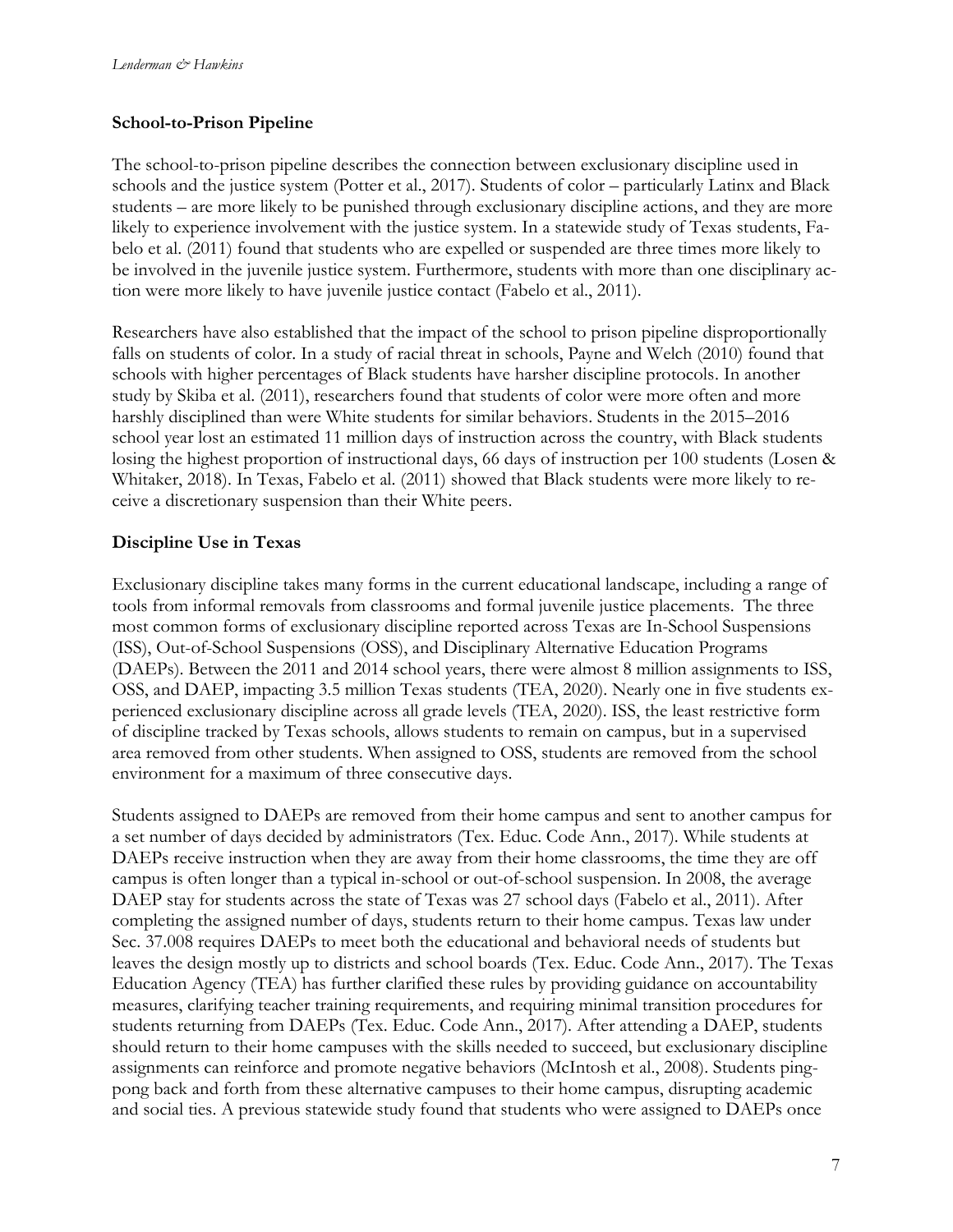## School-to-Prison Pipeline

The school-to-prison pipeline describes the connection between exclusionary discipline used in schools and the justice system (Potter et al., 2017). Students of color – particularly Latinx and Black students – are more likely to be punished through exclusionary discipline actions, and they are more likely to experience involvement with the justice system. In a statewide study of Texas students, Fabelo et al. (2011) found that students who are expelled or suspended are three times more likely to be involved in the juvenile justice system. Furthermore, students with more than one disciplinary action were more likely to have juvenile justice contact (Fabelo et al., 2011).

Researchers have also established that the impact of the school to prison pipeline disproportionally falls on students of color. In a study of racial threat in schools, Payne and Welch (2010) found that schools with higher percentages of Black students have harsher discipline protocols. In another study by Skiba et al. (2011), researchers found that students of color were more often and more harshly disciplined than were White students for similar behaviors. Students in the 2015–2016 school year lost an estimated 11 million days of instruction across the country, with Black students losing the highest proportion of instructional days, 66 days of instruction per 100 students (Losen & Whitaker, 2018). In Texas, Fabelo et al. (2011) showed that Black students were more likely to receive a discretionary suspension than their White peers.

## Discipline Use in Texas

Exclusionary discipline takes many forms in the current educational landscape, including a range of tools from informal removals from classrooms and formal juvenile justice placements. The three most common forms of exclusionary discipline reported across Texas are In-School Suspensions (ISS), Out-of-School Suspensions (OSS), and Disciplinary Alternative Education Programs (DAEPs). Between the 2011 and 2014 school years, there were almost 8 million assignments to ISS, OSS, and DAEP, impacting 3.5 million Texas students (TEA, 2020). Nearly one in five students experienced exclusionary discipline across all grade levels (TEA, 2020). ISS, the least restrictive form of discipline tracked by Texas schools, allows students to remain on campus, but in a supervised area removed from other students. When assigned to OSS, students are removed from the school environment for a maximum of three consecutive days.

Students assigned to DAEPs are removed from their home campus and sent to another campus for a set number of days decided by administrators (Tex. Educ. Code Ann., 2017). While students at DAEPs receive instruction when they are away from their home classrooms, the time they are off campus is often longer than a typical in-school or out-of-school suspension. In 2008, the average DAEP stay for students across the state of Texas was 27 school days (Fabelo et al., 2011). After completing the assigned number of days, students return to their home campus. Texas law under Sec. 37.008 requires DAEPs to meet both the educational and behavioral needs of students but leaves the design mostly up to districts and school boards (Tex. Educ. Code Ann., 2017). The Texas Education Agency (TEA) has further clarified these rules by providing guidance on accountability measures, clarifying teacher training requirements, and requiring minimal transition procedures for students returning from DAEPs (Tex. Educ. Code Ann., 2017). After attending a DAEP, students should return to their home campuses with the skills needed to succeed, but exclusionary discipline assignments can reinforce and promote negative behaviors (McIntosh et al., 2008). Students ping-pong back and forth from these alternative campuses to their home campus, disrupting academic and social ties. A previous statewide study found that students who were assigned to DAEPs once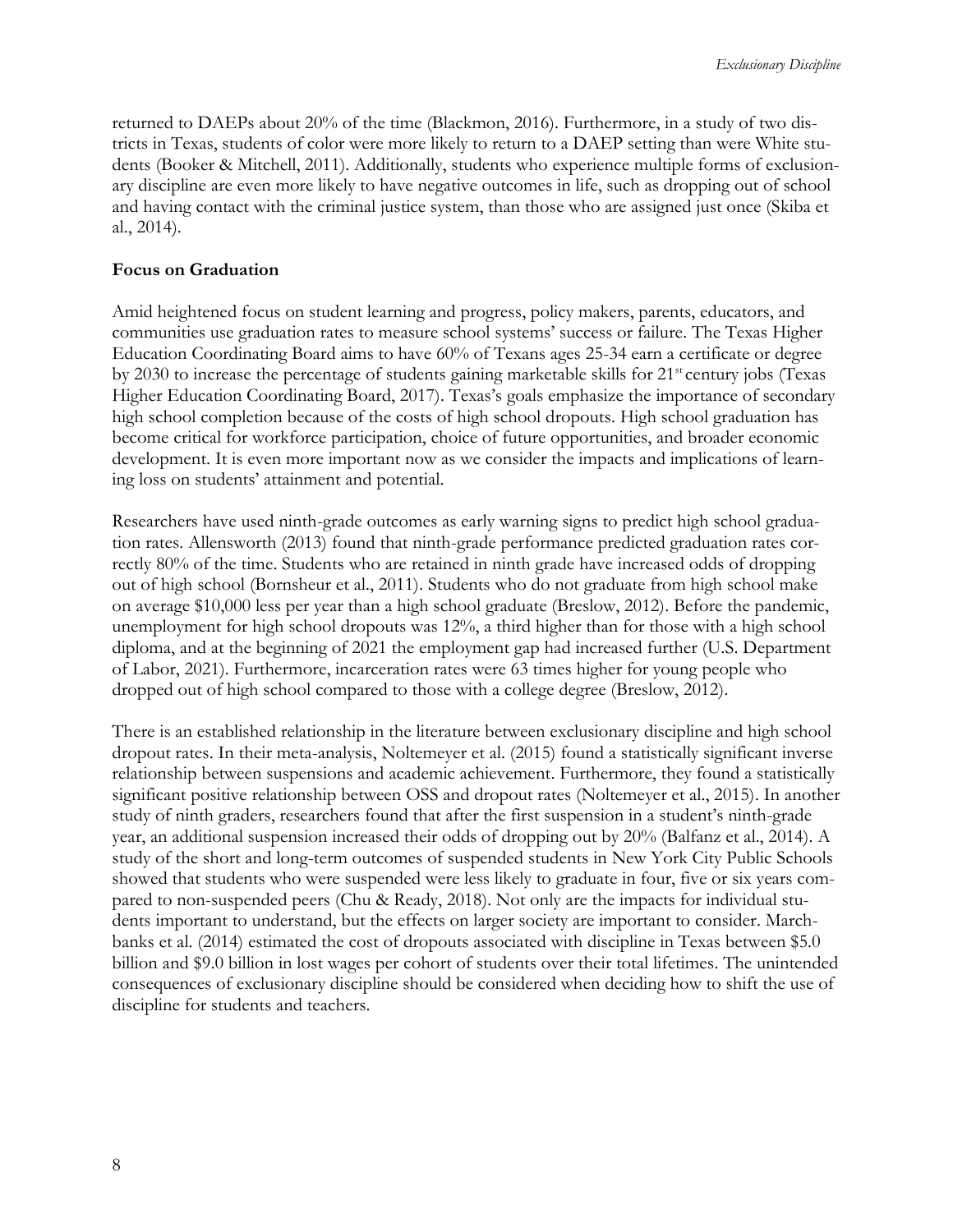returned to DAEPs about 20% of the time (Blackmon, 2016). Furthermore, in a study of two districts in Texas, students of color were more likely to return to a DAEP setting than were White students (Booker & Mitchell, 2011). Additionally, students who experience multiple forms of exclusionary discipline are even more likely to have negative outcomes in life, such as dropping out of school and having contact with the criminal justice system, than those who are assigned just once (Skiba et al., 2014).

**Focus on Graduation**

Amid heightened focus on student learning and progress, policy makers, parents, educators, and communities use graduation rates to measure school systems' success or failure. The Texas Higher Education Coordinating Board aims to have 60% of Texans ages 25-34 earn a certificate or degree by 2030 to increase the percentage of students gaining marketable skills for 21st century jobs (Texas Higher Education Coordinating Board, 2017). Texas's goals emphasize the importance of secondary high school completion because of the costs of high school dropouts. High school graduation has become critical for workforce participation, choice of future opportunities, and broader economic development. It is even more important now as we consider the impacts and implications of learning loss on students' attainment and potential.

Researchers have used ninth-grade outcomes as early warning signs to predict high school graduation rates. Allensworth (2013) found that ninth-grade performance predicted graduation rates correctly 80% of the time. Students who are retained in ninth grade have increased odds of dropping out of high school (Bornsheur et al., 2011). Students who do not graduate from high school make on average $10,000 less per year than a high school graduate (Breslow, 2012). Before the pandemic, unemployment for high school dropouts was 12%, a third higher than for those with a high school diploma, and at the beginning of 2021 the employment gap had increased further (U.S. Department of Labor, 2021). Furthermore, incarceration rates were 63 times higher for young people who dropped out of high school compared to those with a college degree (Breslow, 2012).

There is an established relationship in the literature between exclusionary discipline and high school dropout rates. In their meta-analysis, Noltemeyer et al. (2015) found a statistically significant inverse relationship between suspensions and academic achievement. Furthermore, they found a statistically significant positive relationship between OSS and dropout rates (Noltemeyer et al., 2015). In another study of ninth graders, researchers found that after the first suspension in a student's ninth-grade year, an additional suspension increased their odds of dropping out by 20% (Balfanz et al., 2014). A study of the short and long-term outcomes of suspended students in New York City Public Schools showed that students who were suspended were less likely to graduate in four, five or six years compared to non-suspended peers (Chu & Ready, 2018). Not only are the impacts for individual students important to understand, but the effects on larger society are important to consider. Marchbanks et al. (2014) estimated the cost of dropouts associated with discipline in Texas between $5.0 billion and $9.0 billion in lost wages per cohort of students over their total lifetimes. The unintended consequences of exclusionary discipline should be considered when deciding how to shift the use of discipline for students and teachers.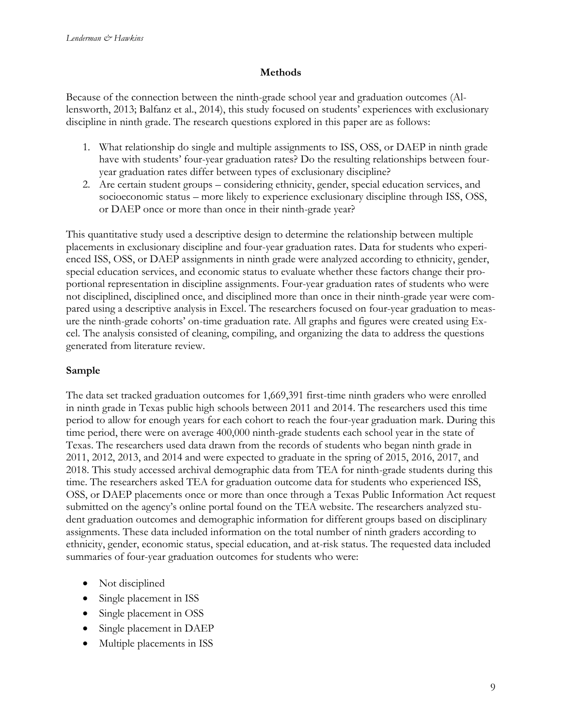## Methods

Because of the connection between the ninth-grade school year and graduation outcomes (Allensworth, 2013; Balfanz et al., 2014), this study focused on students' experiences with exclusionary discipline in ninth grade. The research questions explored in this paper are as follows:

1. What relationship do single and multiple assignments to ISS, OSS, or DAEP in ninth grade have with students' four-year graduation rates? Do the resulting relationships between four-year graduation rates differ between types of exclusionary discipline?
2. Are certain student groups – considering ethnicity, gender, special education services, and socioeconomic status – more likely to experience exclusionary discipline through ISS, OSS, or DAEP once or more than once in their ninth-grade year?

This quantitative study used a descriptive design to determine the relationship between multiple placements in exclusionary discipline and four-year graduation rates. Data for students who experienced ISS, OSS, or DAEP assignments in ninth grade were analyzed according to ethnicity, gender, special education services, and economic status to evaluate whether these factors change their proportional representation in discipline assignments. Four-year graduation rates of students who were not disciplined, disciplined once, and disciplined more than once in their ninth-grade year were compared using a descriptive analysis in Excel. The researchers focused on four-year graduation to measure the ninth-grade cohorts' on-time graduation rate. All graphs and figures were created using Excel. The analysis consisted of cleaning, compiling, and organizing the data to address the questions generated from literature review.

### Sample

The data set tracked graduation outcomes for 1,669,391 first-time ninth graders who were enrolled in ninth grade in Texas public high schools between 2011 and 2014. The researchers used this time period to allow for enough years for each cohort to reach the four-year graduation mark. During this time period, there were on average 400,000 ninth-grade students each school year in the state of Texas. The researchers used data drawn from the records of students who began ninth grade in 2011, 2012, 2013, and 2014 and were expected to graduate in the spring of 2015, 2016, 2017, and 2018. This study accessed archival demographic data from TEA for ninth-grade students during this time. The researchers asked TEA for graduation outcome data for students who experienced ISS, OSS, or DAEP placements once or more than once through a Texas Public Information Act request submitted on the agency's online portal found on the TEA website. The researchers analyzed student graduation outcomes and demographic information for different groups based on disciplinary assignments. These data included information on the total number of ninth graders according to ethnicity, gender, economic status, special education, and at-risk status. The requested data included summaries of four-year graduation outcomes for students who were:

- Not disciplined
- Single placement in ISS
- Single placement in OSS
- Single placement in DAEP
- Multiple placements in ISS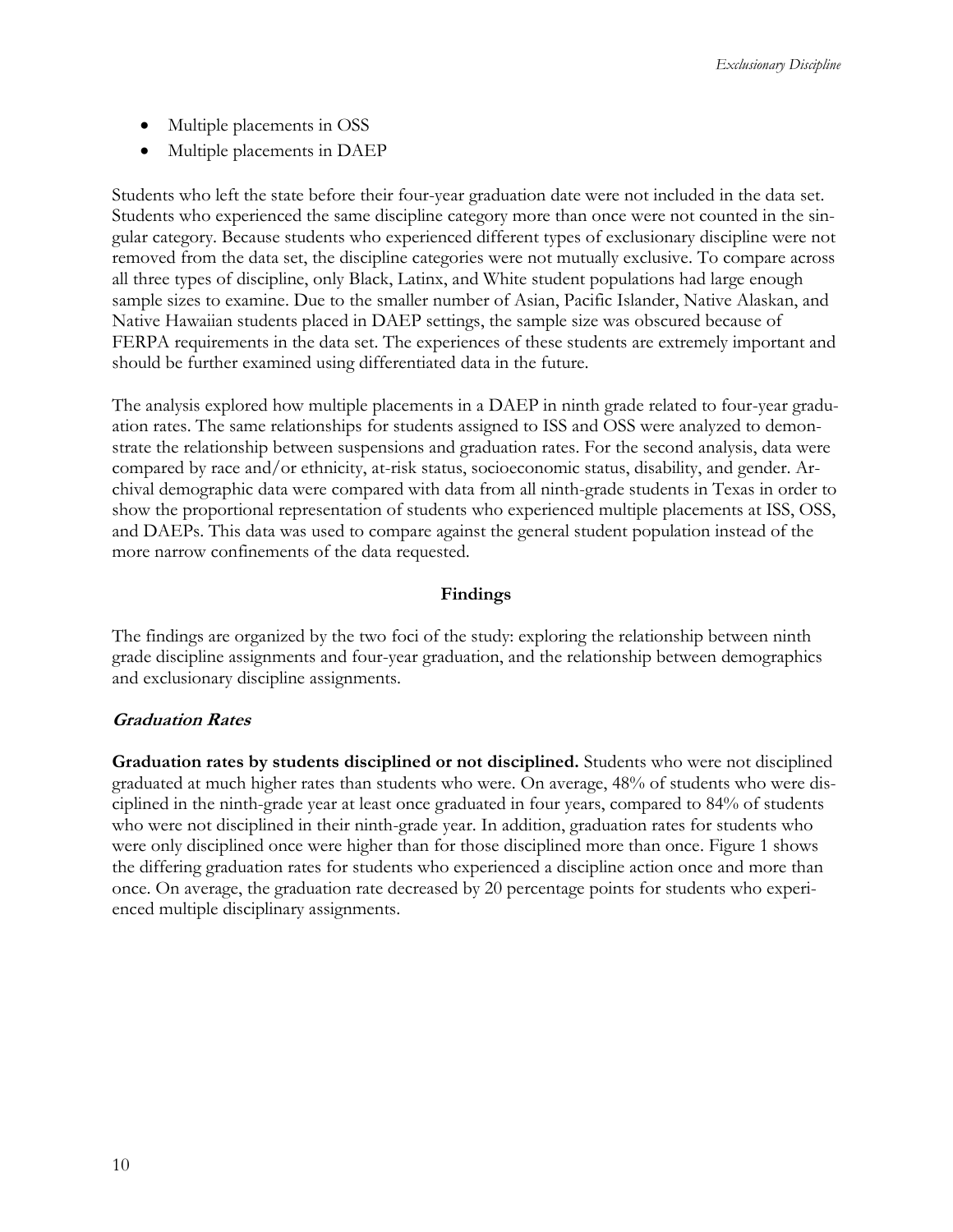- Multiple placements in OSS
- Multiple placements in DAEP

Students who left the state before their four-year graduation date were not included in the data set. Students who experienced the same discipline category more than once were not counted in the singular category. Because students who experienced different types of exclusionary discipline were not removed from the data set, the discipline categories were not mutually exclusive. To compare across all three types of discipline, only Black, Latinx, and White student populations had large enough sample sizes to examine. Due to the smaller number of Asian, Pacific Islander, Native Alaskan, and Native Hawaiian students placed in DAEP settings, the sample size was obscured because of FERPA requirements in the data set. The experiences of these students are extremely important and should be further examined using differentiated data in the future.

The analysis explored how multiple placements in a DAEP in ninth grade related to four-year graduation rates. The same relationships for students assigned to ISS and OSS were analyzed to demonstrate the relationship between suspensions and graduation rates. For the second analysis, data were compared by race and/or ethnicity, at-risk status, socioeconomic status, disability, and gender. Archival demographic data were compared with data from all ninth-grade students in Texas in order to show the proportional representation of students who experienced multiple placements at ISS, OSS, and DAEPs. This data was used to compare against the general student population instead of the more narrow confinements of the data requested.

## Findings

The findings are organized by the two foci of the study: exploring the relationship between ninth grade discipline assignments and four-year graduation, and the relationship between demographics and exclusionary discipline assignments.

### *Graduation Rates*

**Graduation rates by students disciplined or not disciplined.** Students who were not disciplined graduated at much higher rates than students who were. On average, 48% of students who were disciplined in the ninth-grade year at least once graduated in four years, compared to 84% of students who were not disciplined in their ninth-grade year. In addition, graduation rates for students who were only disciplined once were higher than for those disciplined more than once. Figure 1 shows the differing graduation rates for students who experienced a discipline action once and more than once. On average, the graduation rate decreased by 20 percentage points for students who experienced multiple disciplinary assignments.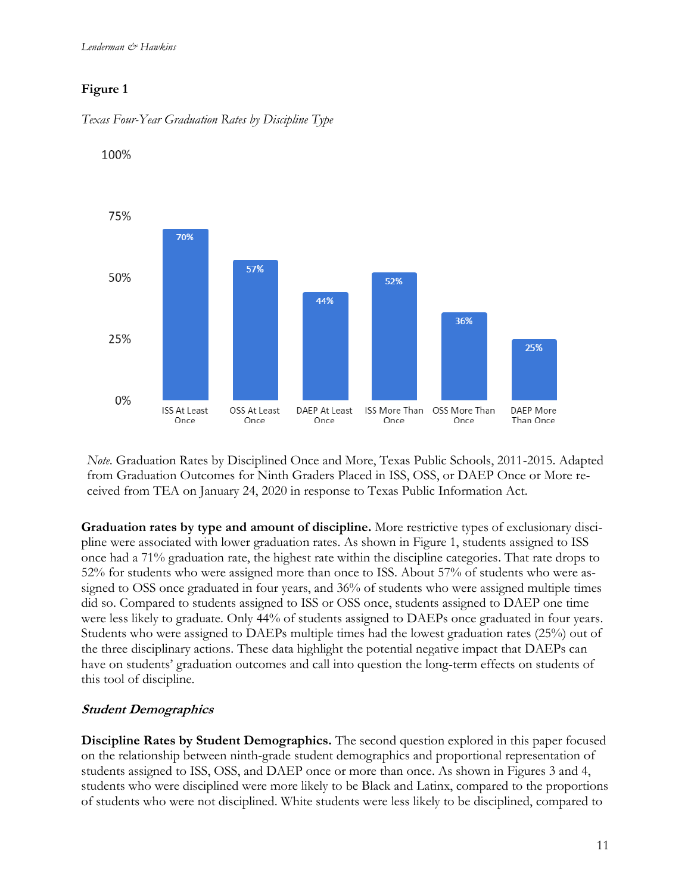**Figure 1**

*Texas Four-Year Graduation Rates by Discipline Type*

| Discipline Type | Graduation Rate |
|---|---|
| ISS At Least Once | 70% |
| OSS At Least Once | 57% |
| DAEP At Least Once | 44% |
| ISS More Than Once | 52% |
| OSS More Than Once | 36% |
| DAEP More Than Once | 25% |

*Note.* Graduation Rates by Disciplined Once and More, Texas Public Schools, 2011-2015. Adapted from Graduation Outcomes for Ninth Graders Placed in ISS, OSS, or DAEP Once or More received from TEA on January 24, 2020 in response to Texas Public Information Act.

**Graduation rates by type and amount of discipline.** More restrictive types of exclusionary discipline were associated with lower graduation rates. As shown in Figure 1, students assigned to ISS once had a 71% graduation rate, the highest rate within the discipline categories. That rate drops to 52% for students who were assigned more than once to ISS. About 57% of students who were assigned to OSS once graduated in four years, and 36% of students who were assigned multiple times did so. Compared to students assigned to ISS or OSS once, students assigned to DAEP one time were less likely to graduate. Only 44% of students assigned to DAEPs once graduated in four years. Students who were assigned to DAEPs multiple times had the lowest graduation rates (25%) out of the three disciplinary actions. These data highlight the potential negative impact that DAEPs can have on students' graduation outcomes and call into question the long-term effects on students of this tool of discipline.

### *Student Demographics*

**Discipline Rates by Student Demographics.** The second question explored in this paper focused on the relationship between ninth-grade student demographics and proportional representation of students assigned to ISS, OSS, and DAEP once or more than once. As shown in Figures 3 and 4, students who were disciplined were more likely to be Black and Latinx, compared to the proportions of students who were not disciplined. White students were less likely to be disciplined, compared to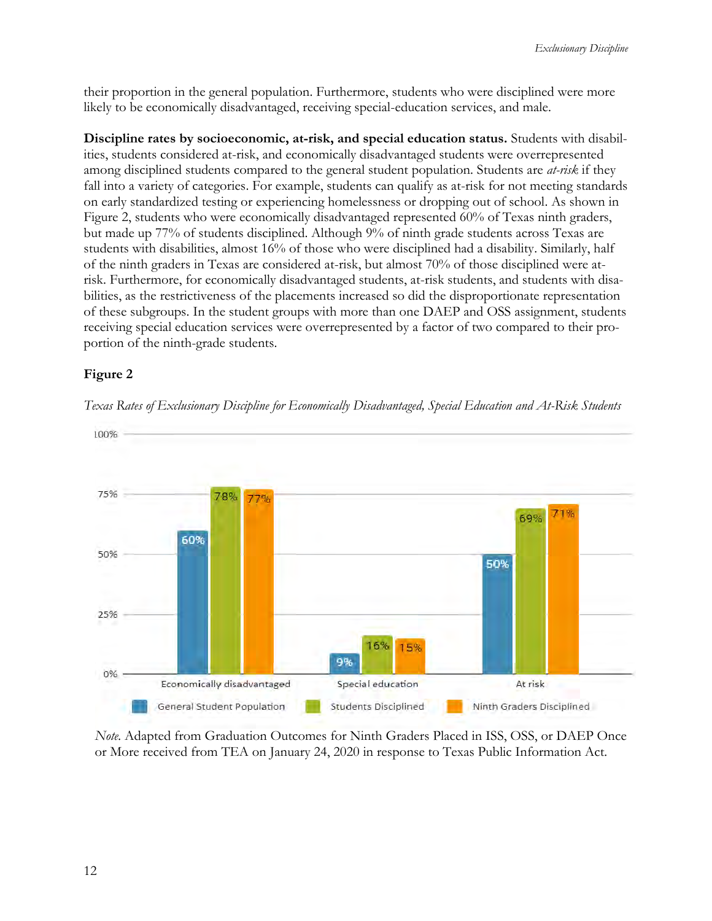their proportion in the general population. Furthermore, students who were disciplined were more likely to be economically disadvantaged, receiving special-education services, and male.

**Discipline rates by socioeconomic, at-risk, and special education status.** Students with disabilities, students considered at-risk, and economically disadvantaged students were overrepresented among disciplined students compared to the general student population. Students are *at-risk* if they fall into a variety of categories. For example, students can qualify as at-risk for not meeting standards on early standardized testing or experiencing homelessness or dropping out of school. As shown in Figure 2, students who were economically disadvantaged represented 60% of Texas ninth graders, but made up 77% of students disciplined. Although 9% of ninth grade students across Texas are students with disabilities, almost 16% of those who were disciplined had a disability. Similarly, half of the ninth graders in Texas are considered at-risk, but almost 70% of those disciplined were at-risk. Furthermore, for economically disadvantaged students, at-risk students, and students with disabilities, as the restrictiveness of the placements increased so did the disproportionate representation of these subgroups. In the student groups with more than one DAEP and OSS assignment, students receiving special education services were overrepresented by a factor of two compared to their proportion of the ninth-grade students.

**Figure 2**

*Texas Rates of Exclusionary Discipline for Economically Disadvantaged, Special Education and At-Risk Students*

| | General Student Population | Students Disciplined | Ninth Graders Disciplined |
|---|---|---|---|
| Economically disadvantaged | 60% | 78% | 77% |
| Special education | 9% | 16% | 15% |
| At risk | 50% | 69% | 71% |

*Note.* Adapted from Graduation Outcomes for Ninth Graders Placed in ISS, OSS, or DAEP Once or More received from TEA on January 24, 2020 in response to Texas Public Information Act.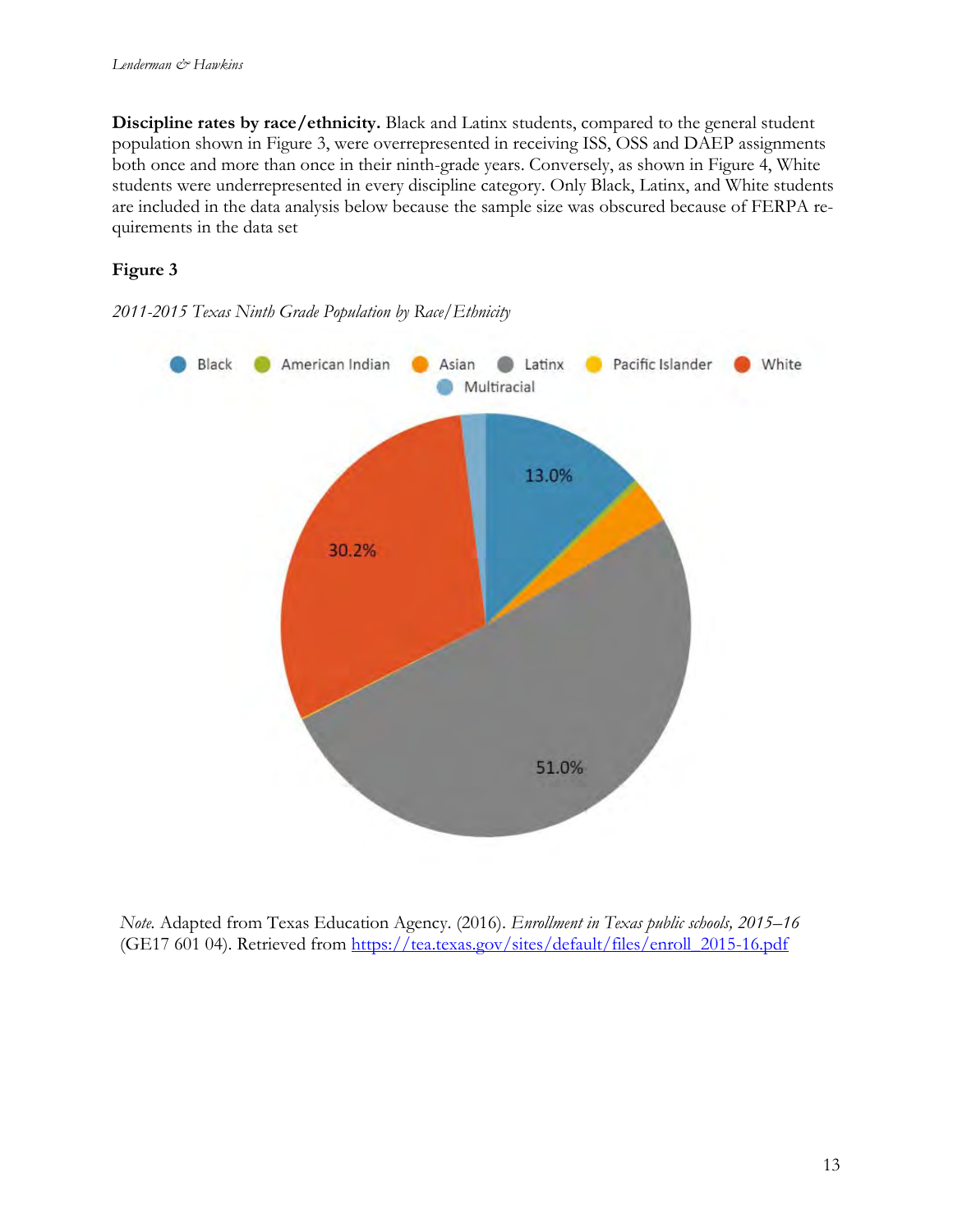**Discipline rates by race/ethnicity.** Black and Latinx students, compared to the general student population shown in Figure 3, were overrepresented in receiving ISS, OSS and DAEP assignments both once and more than once in their ninth-grade years. Conversely, as shown in Figure 4, White students were underrepresented in every discipline category. Only Black, Latinx, and White students are included in the data analysis below because the sample size was obscured because of FERPA requirements in the data set

**Figure 3**

*2011-2015 Texas Ninth Grade Population by Race/Ethnicity*

Black | American Indian | Asian | Latinx | Pacific Islander | White | Multiracial

13.0%

30.2%

51.0%

*Note.* Adapted from Texas Education Agency. (2016). *Enrollment in Texas public schools, 2015–16* (GE17 601 04). Retrieved from https://tea.texas.gov/sites/default/files/enroll_2015-16.pdf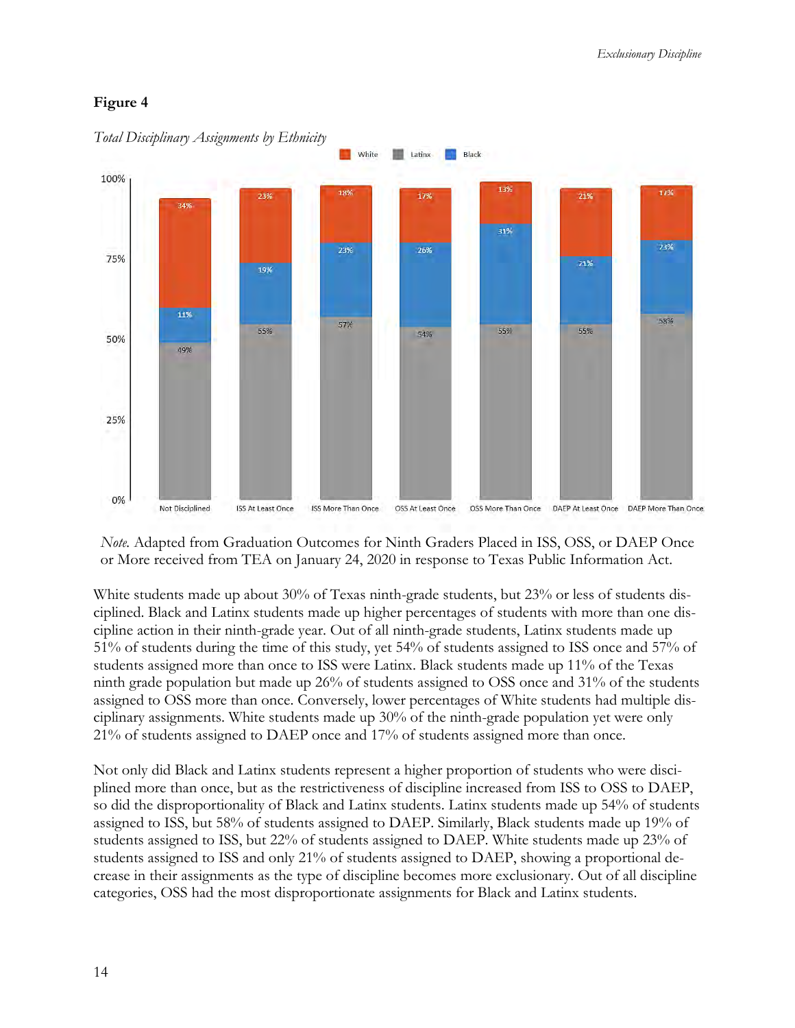**Figure 4**

*Total Disciplinary Assignments by Ethnicity*

*Note.* Adapted from Graduation Outcomes for Ninth Graders Placed in ISS, OSS, or DAEP Once or More received from TEA on January 24, 2020 in response to Texas Public Information Act.

White students made up about 30% of Texas ninth-grade students, but 23% or less of students disciplined. Black and Latinx students made up higher percentages of students with more than one discipline action in their ninth-grade year. Out of all ninth-grade students, Latinx students made up 51% of students during the time of this study, yet 54% of students assigned to ISS once and 57% of students assigned more than once to ISS were Latinx. Black students made up 11% of the Texas ninth grade population but made up 26% of students assigned to OSS once and 31% of the students assigned to OSS more than once. Conversely, lower percentages of White students had multiple disciplinary assignments. White students made up 30% of the ninth-grade population yet were only 21% of students assigned to DAEP once and 17% of students assigned more than once.

Not only did Black and Latinx students represent a higher proportion of students who were disciplined more than once, but as the restrictiveness of discipline increased from ISS to OSS to DAEP, so did the disproportionality of Black and Latinx students. Latinx students made up 54% of students assigned to ISS, but 58% of students assigned to DAEP. Similarly, Black students made up 19% of students assigned to ISS, but 22% of students assigned to DAEP. White students made up 23% of students assigned to ISS and only 21% of students assigned to DAEP, showing a proportional decrease in their assignments as the type of discipline becomes more exclusionary. Out of all discipline categories, OSS had the most disproportionate assignments for Black and Latinx students.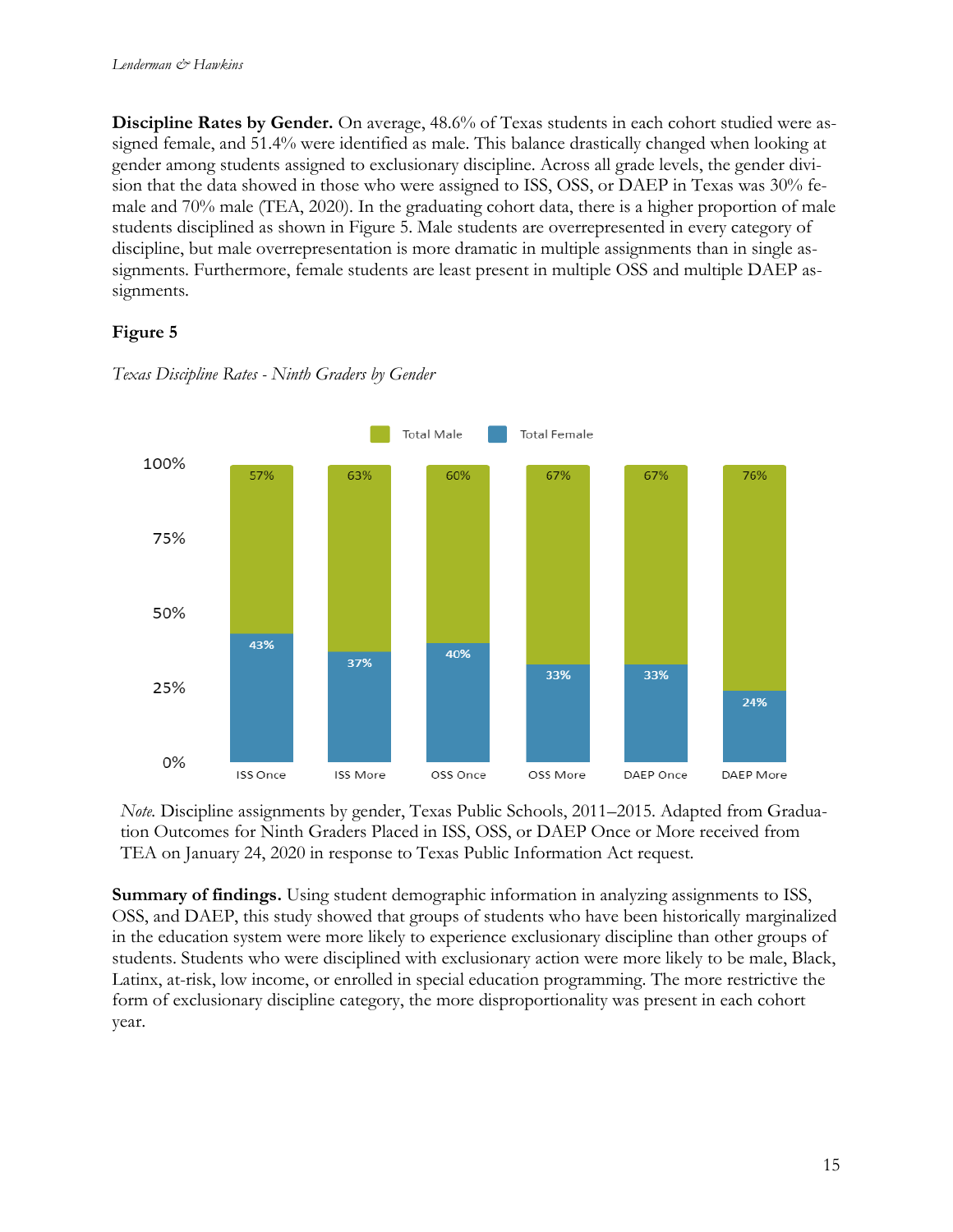**Discipline Rates by Gender.** On average, 48.6% of Texas students in each cohort studied were assigned female, and 51.4% were identified as male. This balance drastically changed when looking at gender among students assigned to exclusionary discipline. Across all grade levels, the gender division that the data showed in those who were assigned to ISS, OSS, or DAEP in Texas was 30% female and 70% male (TEA, 2020). In the graduating cohort data, there is a higher proportion of male students disciplined as shown in Figure 5. Male students are overrepresented in every category of discipline, but male overrepresentation is more dramatic in multiple assignments than in single assignments. Furthermore, female students are least present in multiple OSS and multiple DAEP assignments.

**Figure 5**

*Texas Discipline Rates - Ninth Graders by Gender*

| | ISS Once | ISS More | OSS Once | OSS More | DAEP Once | DAEP More |
|---|---|---|---|---|---|---|
| Total Male | 57% | 63% | 60% | 67% | 67% | 76% |
| Total Female | 43% | 37% | 40% | 33% | 33% | 24% |

*Note.* Discipline assignments by gender, Texas Public Schools, 2011–2015. Adapted from Graduation Outcomes for Ninth Graders Placed in ISS, OSS, or DAEP Once or More received from TEA on January 24, 2020 in response to Texas Public Information Act request.

**Summary of findings.** Using student demographic information in analyzing assignments to ISS, OSS, and DAEP, this study showed that groups of students who have been historically marginalized in the education system were more likely to experience exclusionary discipline than other groups of students. Students who were disciplined with exclusionary action were more likely to be male, Black, Latinx, at-risk, low income, or enrolled in special education programming. The more restrictive the form of exclusionary discipline category, the more disproportionality was present in each cohort year.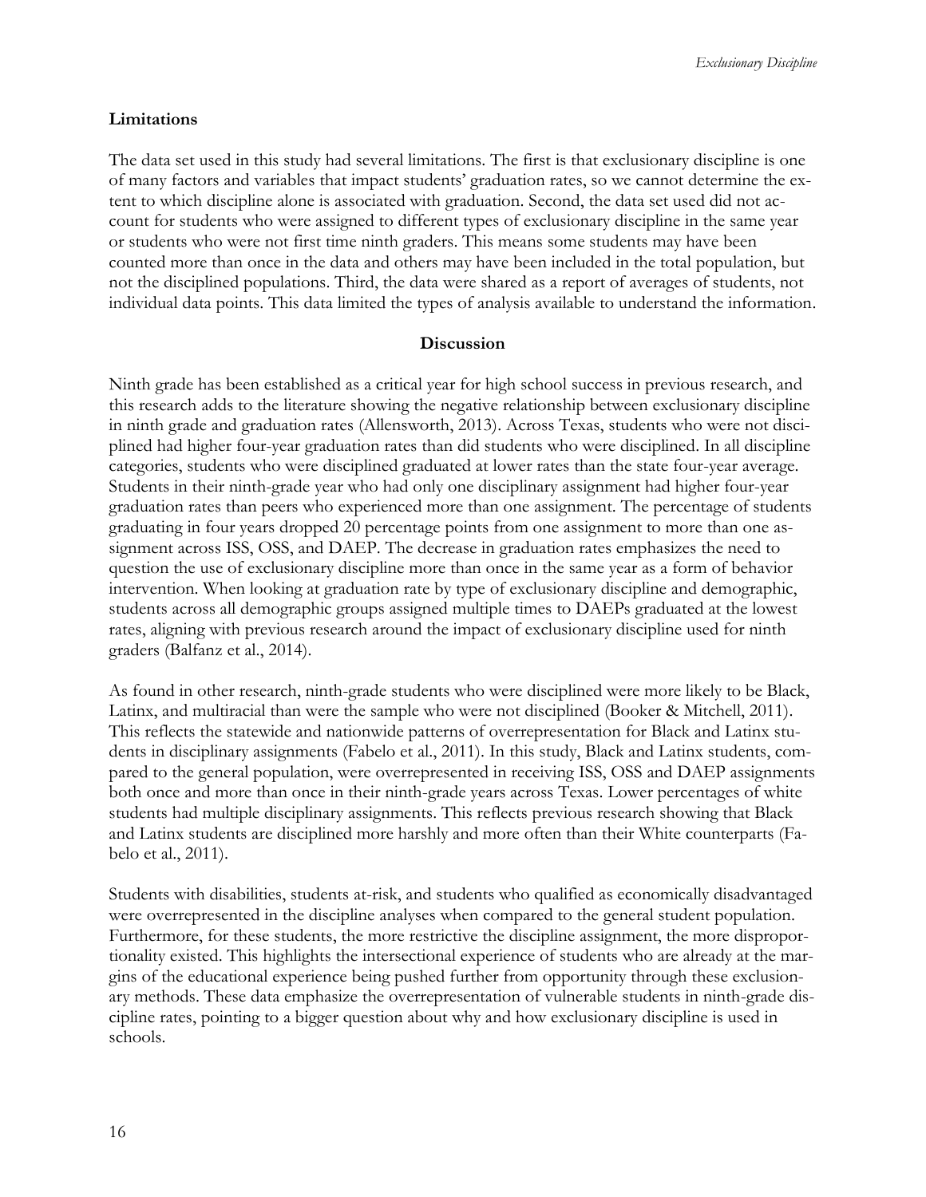### Limitations

The data set used in this study had several limitations. The first is that exclusionary discipline is one of many factors and variables that impact students' graduation rates, so we cannot determine the extent to which discipline alone is associated with graduation. Second, the data set used did not account for students who were assigned to different types of exclusionary discipline in the same year or students who were not first time ninth graders. This means some students may have been counted more than once in the data and others may have been included in the total population, but not the disciplined populations. Third, the data were shared as a report of averages of students, not individual data points. This data limited the types of analysis available to understand the information.

## Discussion

Ninth grade has been established as a critical year for high school success in previous research, and this research adds to the literature showing the negative relationship between exclusionary discipline in ninth grade and graduation rates (Allensworth, 2013). Across Texas, students who were not disciplined had higher four-year graduation rates than did students who were disciplined. In all discipline categories, students who were disciplined graduated at lower rates than the state four-year average. Students in their ninth-grade year who had only one disciplinary assignment had higher four-year graduation rates than peers who experienced more than one assignment. The percentage of students graduating in four years dropped 20 percentage points from one assignment to more than one assignment across ISS, OSS, and DAEP. The decrease in graduation rates emphasizes the need to question the use of exclusionary discipline more than once in the same year as a form of behavior intervention. When looking at graduation rate by type of exclusionary discipline and demographic, students across all demographic groups assigned multiple times to DAEPs graduated at the lowest rates, aligning with previous research around the impact of exclusionary discipline used for ninth graders (Balfanz et al., 2014).

As found in other research, ninth-grade students who were disciplined were more likely to be Black, Latinx, and multiracial than were the sample who were not disciplined (Booker & Mitchell, 2011). This reflects the statewide and nationwide patterns of overrepresentation for Black and Latinx students in disciplinary assignments (Fabelo et al., 2011). In this study, Black and Latinx students, compared to the general population, were overrepresented in receiving ISS, OSS and DAEP assignments both once and more than once in their ninth-grade years across Texas. Lower percentages of white students had multiple disciplinary assignments. This reflects previous research showing that Black and Latinx students are disciplined more harshly and more often than their White counterparts (Fabelo et al., 2011).

Students with disabilities, students at-risk, and students who qualified as economically disadvantaged were overrepresented in the discipline analyses when compared to the general student population. Furthermore, for these students, the more restrictive the discipline assignment, the more disproportionality existed. This highlights the intersectional experience of students who are already at the margins of the educational experience being pushed further from opportunity through these exclusionary methods. These data emphasize the overrepresentation of vulnerable students in ninth-grade discipline rates, pointing to a bigger question about why and how exclusionary discipline is used in schools.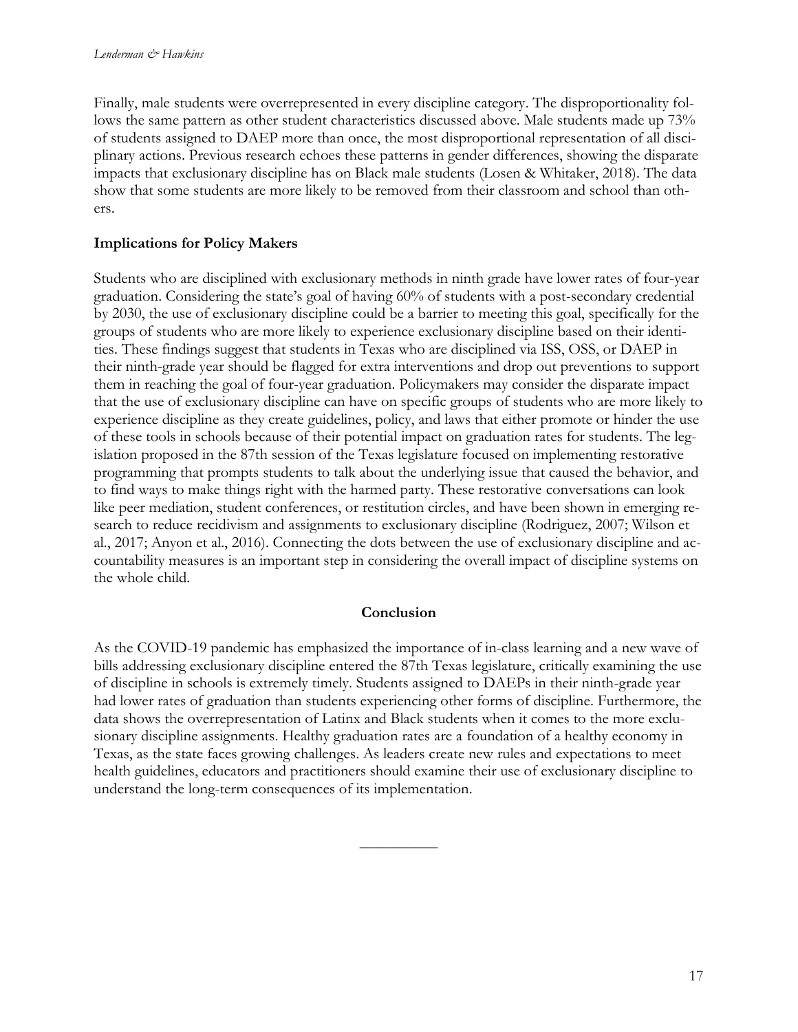Finally, male students were overrepresented in every discipline category. The disproportionality follows the same pattern as other student characteristics discussed above. Male students made up 73% of students assigned to DAEP more than once, the most disproportional representation of all disciplinary actions. Previous research echoes these patterns in gender differences, showing the disparate impacts that exclusionary discipline has on Black male students (Losen & Whitaker, 2018). The data show that some students are more likely to be removed from their classroom and school than others.

### Implications for Policy Makers

Students who are disciplined with exclusionary methods in ninth grade have lower rates of four-year graduation. Considering the state's goal of having 60% of students with a post-secondary credential by 2030, the use of exclusionary discipline could be a barrier to meeting this goal, specifically for the groups of students who are more likely to experience exclusionary discipline based on their identities. These findings suggest that students in Texas who are disciplined via ISS, OSS, or DAEP in their ninth-grade year should be flagged for extra interventions and drop out preventions to support them in reaching the goal of four-year graduation. Policymakers may consider the disparate impact that the use of exclusionary discipline can have on specific groups of students who are more likely to experience discipline as they create guidelines, policy, and laws that either promote or hinder the use of these tools in schools because of their potential impact on graduation rates for students. The legislation proposed in the 87th session of the Texas legislature focused on implementing restorative programming that prompts students to talk about the underlying issue that caused the behavior, and to find ways to make things right with the harmed party. These restorative conversations can look like peer mediation, student conferences, or restitution circles, and have been shown in emerging research to reduce recidivism and assignments to exclusionary discipline (Rodriguez, 2007; Wilson et al., 2017; Anyon et al., 2016). Connecting the dots between the use of exclusionary discipline and accountability measures is an important step in considering the overall impact of discipline systems on the whole child.

## Conclusion

As the COVID-19 pandemic has emphasized the importance of in-class learning and a new wave of bills addressing exclusionary discipline entered the 87th Texas legislature, critically examining the use of discipline in schools is extremely timely. Students assigned to DAEPs in their ninth-grade year had lower rates of graduation than students experiencing other forms of discipline. Furthermore, the data shows the overrepresentation of Latinx and Black students when it comes to the more exclusionary discipline assignments. Healthy graduation rates are a foundation of a healthy economy in Texas, as the state faces growing challenges. As leaders create new rules and expectations to meet health guidelines, educators and practitioners should examine their use of exclusionary discipline to understand the long-term consequences of its implementation.

---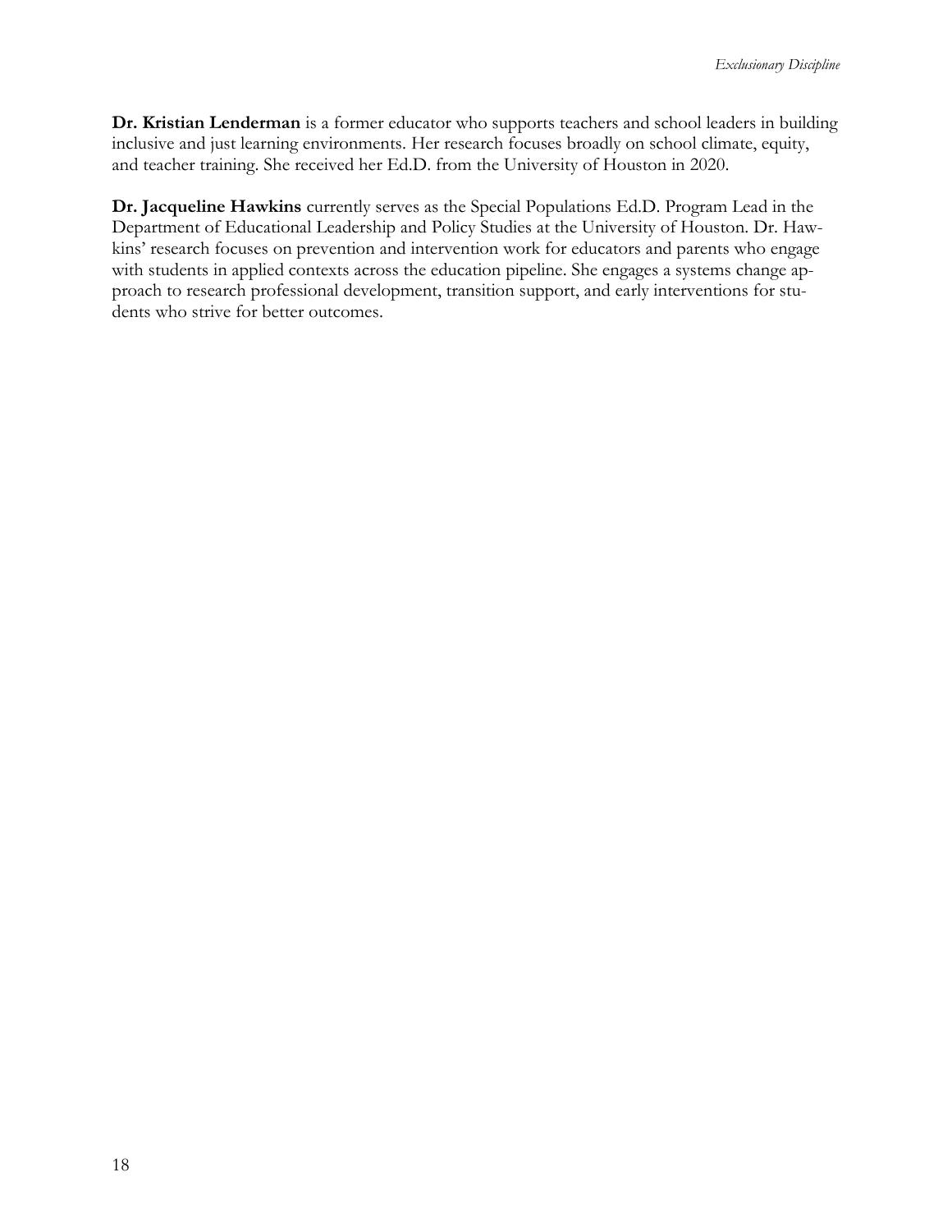**Dr. Kristian Lenderman** is a former educator who supports teachers and school leaders in building inclusive and just learning environments. Her research focuses broadly on school climate, equity, and teacher training. She received her Ed.D. from the University of Houston in 2020.

**Dr. Jacqueline Hawkins** currently serves as the Special Populations Ed.D. Program Lead in the Department of Educational Leadership and Policy Studies at the University of Houston. Dr. Hawkins' research focuses on prevention and intervention work for educators and parents who engage with students in applied contexts across the education pipeline. She engages a systems change approach to research professional development, transition support, and early interventions for students who strive for better outcomes.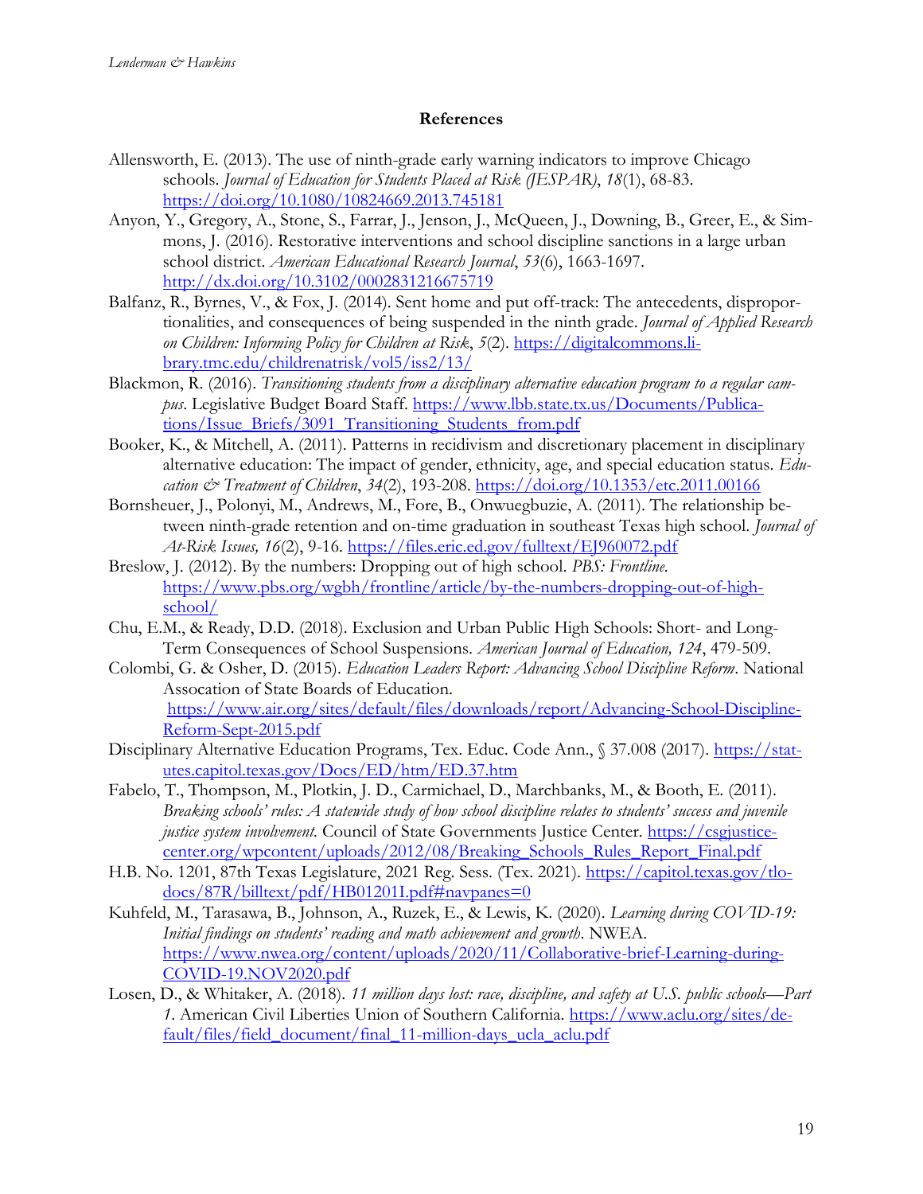## References

Allensworth, E. (2013). The use of ninth-grade early warning indicators to improve Chicago schools. *Journal of Education for Students Placed at Risk (JESPAR)*, *18*(1), 68-83. https://doi.org/10.1080/10824669.2013.745181

Anyon, Y., Gregory, A., Stone, S., Farrar, J., Jenson, J., McQueen, J., Downing, B., Greer, E., & Simmons, J. (2016). Restorative interventions and school discipline sanctions in a large urban school district. *American Educational Research Journal*, *53*(6), 1663-1697. http://dx.doi.org/10.3102/0002831216675719

Balfanz, R., Byrnes, V., & Fox, J. (2014). Sent home and put off-track: The antecedents, disproportionalities, and consequences of being suspended in the ninth grade. *Journal of Applied Research on Children: Informing Policy for Children at Risk*, *5*(2). https://digitalcommons.library.tmc.edu/childrenatrisk/vol5/iss2/13/

Blackmon, R. (2016). *Transitioning students from a disciplinary alternative education program to a regular campus*. Legislative Budget Board Staff. https://www.lbb.state.tx.us/Documents/Publications/Issue_Briefs/3091_Transitioning_Students_from.pdf

Booker, K., & Mitchell, A. (2011). Patterns in recidivism and discretionary placement in disciplinary alternative education: The impact of gender, ethnicity, age, and special education status. *Education & Treatment of Children*, *34*(2), 193-208. https://doi.org/10.1353/etc.2011.00166

Bornsheuer, J., Polonyi, M., Andrews, M., Fore, B., Onwuegbuzie, A. (2011). The relationship between ninth-grade retention and on-time graduation in southeast Texas high school. *Journal of At-Risk Issues, 16*(2), 9-16. https://files.eric.ed.gov/fulltext/EJ960072.pdf

Breslow, J. (2012). By the numbers: Dropping out of high school. *PBS: Frontline.* https://www.pbs.org/wgbh/frontline/article/by-the-numbers-dropping-out-of-high-school/

Chu, E.M., & Ready, D.D. (2018). Exclusion and Urban Public High Schools: Short- and Long-Term Consequences of School Suspensions. *American Journal of Education, 124*, 479-509.

Colombi, G. & Osher, D. (2015). *Education Leaders Report: Advancing School Discipline Reform*. National Assocation of State Boards of Education. https://www.air.org/sites/default/files/downloads/report/Advancing-School-Discipline-Reform-Sept-2015.pdf

Disciplinary Alternative Education Programs, Tex. Educ. Code Ann., § 37.008 (2017). https://statutes.capitol.texas.gov/Docs/ED/htm/ED.37.htm

Fabelo, T., Thompson, M., Plotkin, J. D., Carmichael, D., Marchbanks, M., & Booth, E. (2011). *Breaking schools' rules: A statewide study of how school discipline relates to students' success and juvenile justice system involvement.* Council of State Governments Justice Center. https://csgjustice-center.org/wpcontent/uploads/2012/08/Breaking_Schools_Rules_Report_Final.pdf

H.B. No. 1201, 87th Texas Legislature, 2021 Reg. Sess. (Tex. 2021). https://capitol.texas.gov/tlodocs/87R/billtext/pdf/HB01201I.pdf#navpanes=0

Kuhfeld, M., Tarasawa, B., Johnson, A., Ruzek, E., & Lewis, K. (2020). *Learning during COVID-19: Initial findings on students' reading and math achievement and growth*. NWEA. https://www.nwea.org/content/uploads/2020/11/Collaborative-brief-Learning-during-COVID-19.NOV2020.pdf

Losen, D., & Whitaker, A. (2018). *11 million days lost: race, discipline, and safety at U.S. public schools—Part 1*. American Civil Liberties Union of Southern California. https://www.aclu.org/sites/default/files/field_document/final_11-million-days_ucla_aclu.pdf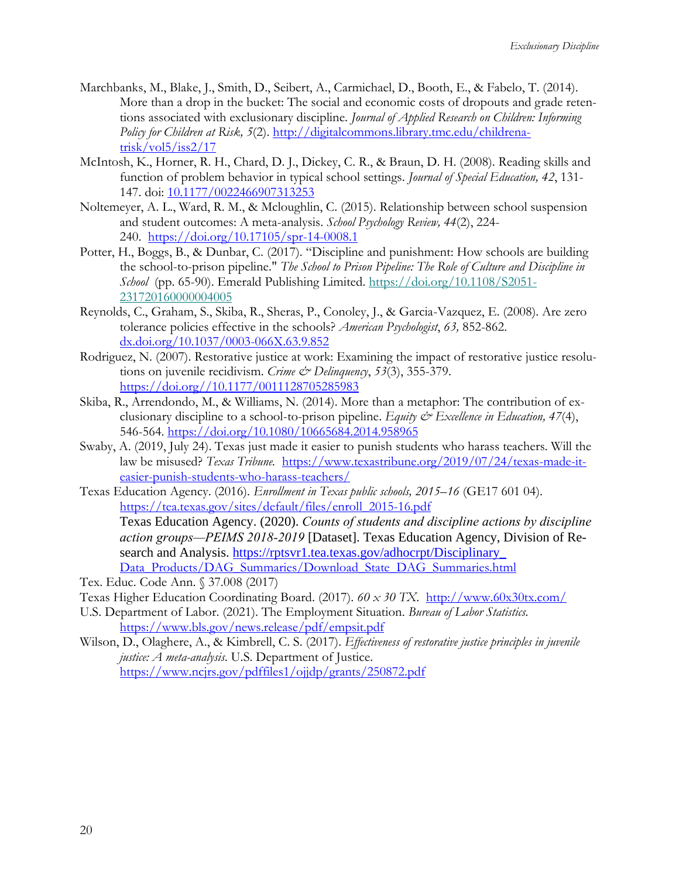Marchbanks, M., Blake, J., Smith, D., Seibert, A., Carmichael, D., Booth, E., & Fabelo, T. (2014). More than a drop in the bucket: The social and economic costs of dropouts and grade retentions associated with exclusionary discipline. *Journal of Applied Research on Children: Informing Policy for Children at Risk, 5*(2). http://digitalcommons.library.tmc.edu/childrenatrisk/vol5/iss2/17

McIntosh, K., Horner, R. H., Chard, D. J., Dickey, C. R., & Braun, D. H. (2008). Reading skills and function of problem behavior in typical school settings. *Journal of Special Education, 42*, 131-147. doi: 10.1177/0022466907313253

Noltemeyer, A. L., Ward, R. M., & Mcloughlin, C. (2015). Relationship between school suspension and student outcomes: A meta-analysis. *School Psychology Review, 44*(2), 224-240. https://doi.org/10.17105/spr-14-0008.1

Potter, H., Boggs, B., & Dunbar, C. (2017). "Discipline and punishment: How schools are building the school-to-prison pipeline." *The School to Prison Pipeline: The Role of Culture and Discipline in School* (pp. 65-90). Emerald Publishing Limited. https://doi.org/10.1108/S2051-231720160000004005

Reynolds, C., Graham, S., Skiba, R., Sheras, P., Conoley, J., & Garcia-Vazquez, E. (2008). Are zero tolerance policies effective in the schools? *American Psychologist*, *63,* 852-862. dx.doi.org/10.1037/0003-066X.63.9.852

Rodriguez, N. (2007). Restorative justice at work: Examining the impact of restorative justice resolutions on juvenile recidivism. *Crime & Delinquency*, *53*(3), 355-379. https://doi.org//10.1177/0011128705285983

Skiba, R., Arrendondo, M., & Williams, N. (2014). More than a metaphor: The contribution of exclusionary discipline to a school-to-prison pipeline. *Equity & Excellence in Education, 47*(4), 546-564. https://doi.org/10.1080/10665684.2014.958965

Swaby, A. (2019, July 24). Texas just made it easier to punish students who harass teachers. Will the law be misused? *Texas Tribune.* https://www.texastribune.org/2019/07/24/texas-made-it-easier-punish-students-who-harass-teachers/

Texas Education Agency. (2016). *Enrollment in Texas public schools, 2015–16* (GE17 601 04). https://tea.texas.gov/sites/default/files/enroll_2015-16.pdf

Texas Education Agency. (2020). *Counts of students and discipline actions by discipline action groups—PEIMS 2018-2019* [Dataset]. Texas Education Agency, Division of Research and Analysis. https://rptsvr1.tea.texas.gov/adhocrpt/Disciplinary_Data_Products/DAG_Summaries/Download_State_DAG_Summaries.html

Tex. Educ. Code Ann. § 37.008 (2017)

Texas Higher Education Coordinating Board. (2017). *60 x 30 TX.* http://www.60x30tx.com/

U.S. Department of Labor. (2021). The Employment Situation. *Bureau of Labor Statistics.* https://www.bls.gov/news.release/pdf/empsit.pdf

Wilson, D., Olaghere, A., & Kimbrell, C. S. (2017). *Effectiveness of restorative justice principles in juvenile justice: A meta-analysis.* U.S. Department of Justice. https://www.ncjrs.gov/pdffiles1/ojjdp/grants/250872.pdf